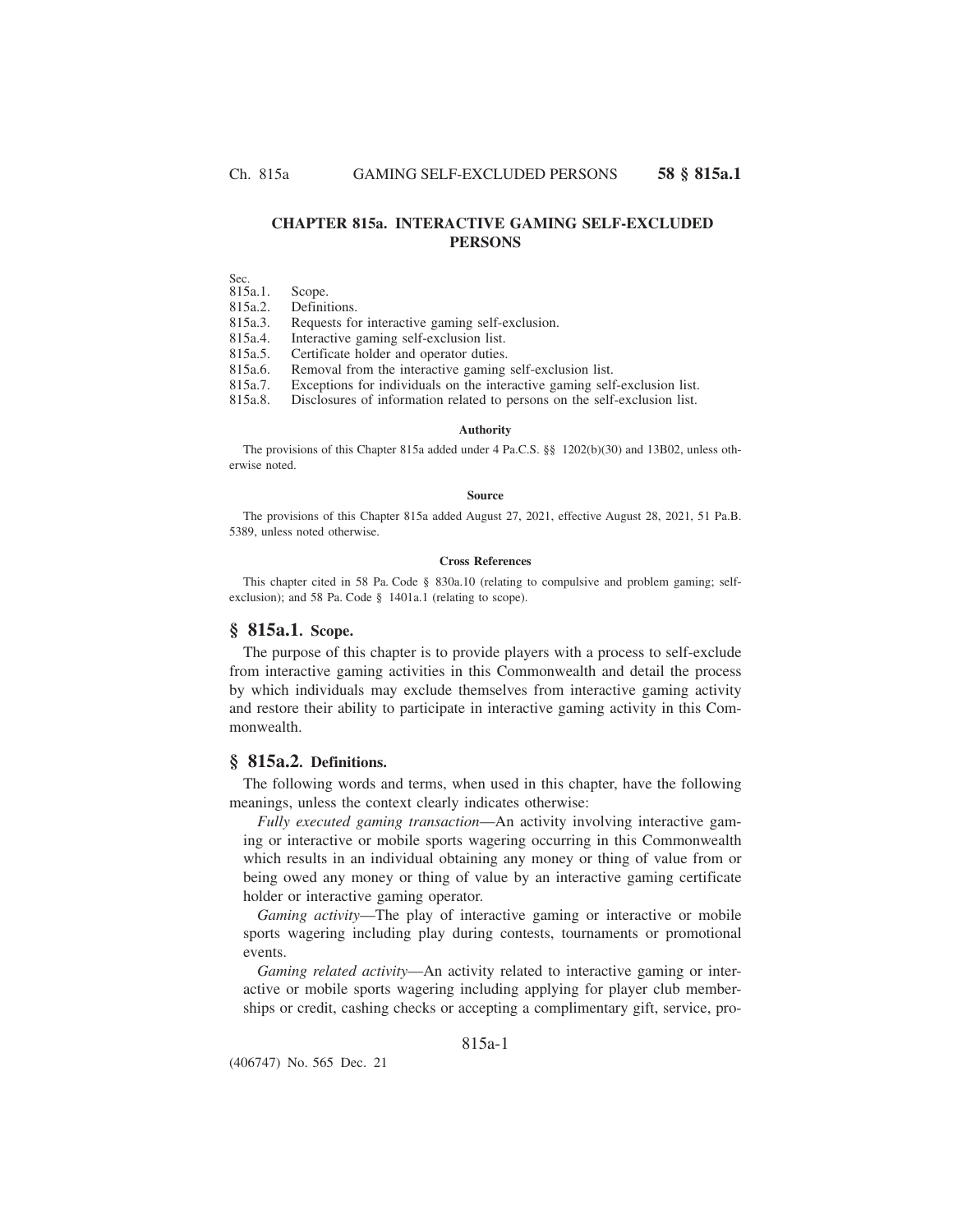# CHAPTER 815a. INTERACTIVE GAMING SELF-EXCLUDED PERSONS

Sec.
815a.1. Scope.
815a.2. Definitions.
815a.3. Requests for interactive gaming self-exclusion.
815a.4. Interactive gaming self-exclusion list.
815a.5. Certificate holder and operator duties.
815a.6. Removal from the interactive gaming self-exclusion list.
815a.7. Exceptions for individuals on the interactive gaming self-exclusion list.
815a.8. Disclosures of information related to persons on the self-exclusion list.

#### Authority

The provisions of this Chapter 815a added under 4 Pa.C.S. §§ 1202(b)(30) and 13B02, unless otherwise noted.

#### Source

The provisions of this Chapter 815a added August 27, 2021, effective August 28, 2021, 51 Pa.B. 5389, unless noted otherwise.

#### Cross References

This chapter cited in 58 Pa. Code § 830a.10 (relating to compulsive and problem gaming; self-exclusion); and 58 Pa. Code § 1401a.1 (relating to scope).

## § 815a.1. Scope.

The purpose of this chapter is to provide players with a process to self-exclude from interactive gaming activities in this Commonwealth and detail the process by which individuals may exclude themselves from interactive gaming activity and restore their ability to participate in interactive gaming activity in this Commonwealth.

## § 815a.2. Definitions.

The following words and terms, when used in this chapter, have the following meanings, unless the context clearly indicates otherwise:

*Fully executed gaming transaction*—An activity involving interactive gaming or interactive or mobile sports wagering occurring in this Commonwealth which results in an individual obtaining any money or thing of value from or being owed any money or thing of value by an interactive gaming certificate holder or interactive gaming operator.

*Gaming activity*—The play of interactive gaming or interactive or mobile sports wagering including play during contests, tournaments or promotional events.

*Gaming related activity*—An activity related to interactive gaming or interactive or mobile sports wagering including applying for player club memberships or credit, cashing checks or accepting a complimentary gift, service, pro-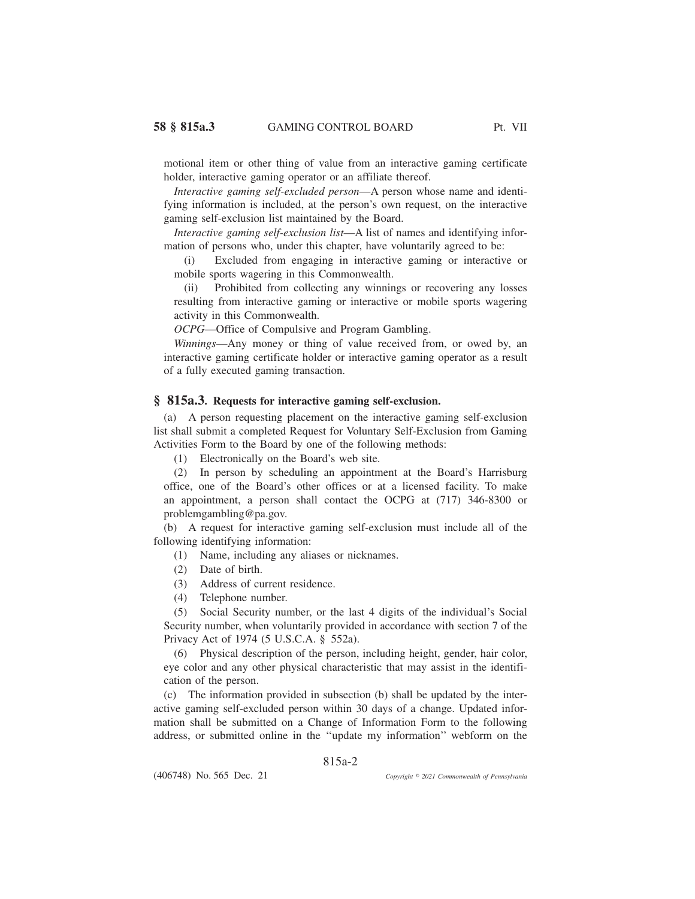motional item or other thing of value from an interactive gaming certificate holder, interactive gaming operator or an affiliate thereof.

*Interactive gaming self-excluded person*—A person whose name and identifying information is included, at the person's own request, on the interactive gaming self-exclusion list maintained by the Board.

*Interactive gaming self-exclusion list*—A list of names and identifying information of persons who, under this chapter, have voluntarily agreed to be:

(i) Excluded from engaging in interactive gaming or interactive or mobile sports wagering in this Commonwealth.

(ii) Prohibited from collecting any winnings or recovering any losses resulting from interactive gaming or interactive or mobile sports wagering activity in this Commonwealth.

*OCPG*—Office of Compulsive and Program Gambling.

*Winnings*—Any money or thing of value received from, or owed by, an interactive gaming certificate holder or interactive gaming operator as a result of a fully executed gaming transaction.

## § 815a.3. Requests for interactive gaming self-exclusion.

(a) A person requesting placement on the interactive gaming self-exclusion list shall submit a completed Request for Voluntary Self-Exclusion from Gaming Activities Form to the Board by one of the following methods:

(1) Electronically on the Board's web site.

(2) In person by scheduling an appointment at the Board's Harrisburg office, one of the Board's other offices or at a licensed facility. To make an appointment, a person shall contact the OCPG at (717) 346-8300 or problemgambling@pa.gov.

(b) A request for interactive gaming self-exclusion must include all of the following identifying information:

(1) Name, including any aliases or nicknames.

(2) Date of birth.

(3) Address of current residence.

(4) Telephone number.

(5) Social Security number, or the last 4 digits of the individual's Social Security number, when voluntarily provided in accordance with section 7 of the Privacy Act of 1974 (5 U.S.C.A. § 552a).

(6) Physical description of the person, including height, gender, hair color, eye color and any other physical characteristic that may assist in the identification of the person.

(c) The information provided in subsection (b) shall be updated by the interactive gaming self-excluded person within 30 days of a change. Updated information shall be submitted on a Change of Information Form to the following address, or submitted online in the ''update my information'' webform on the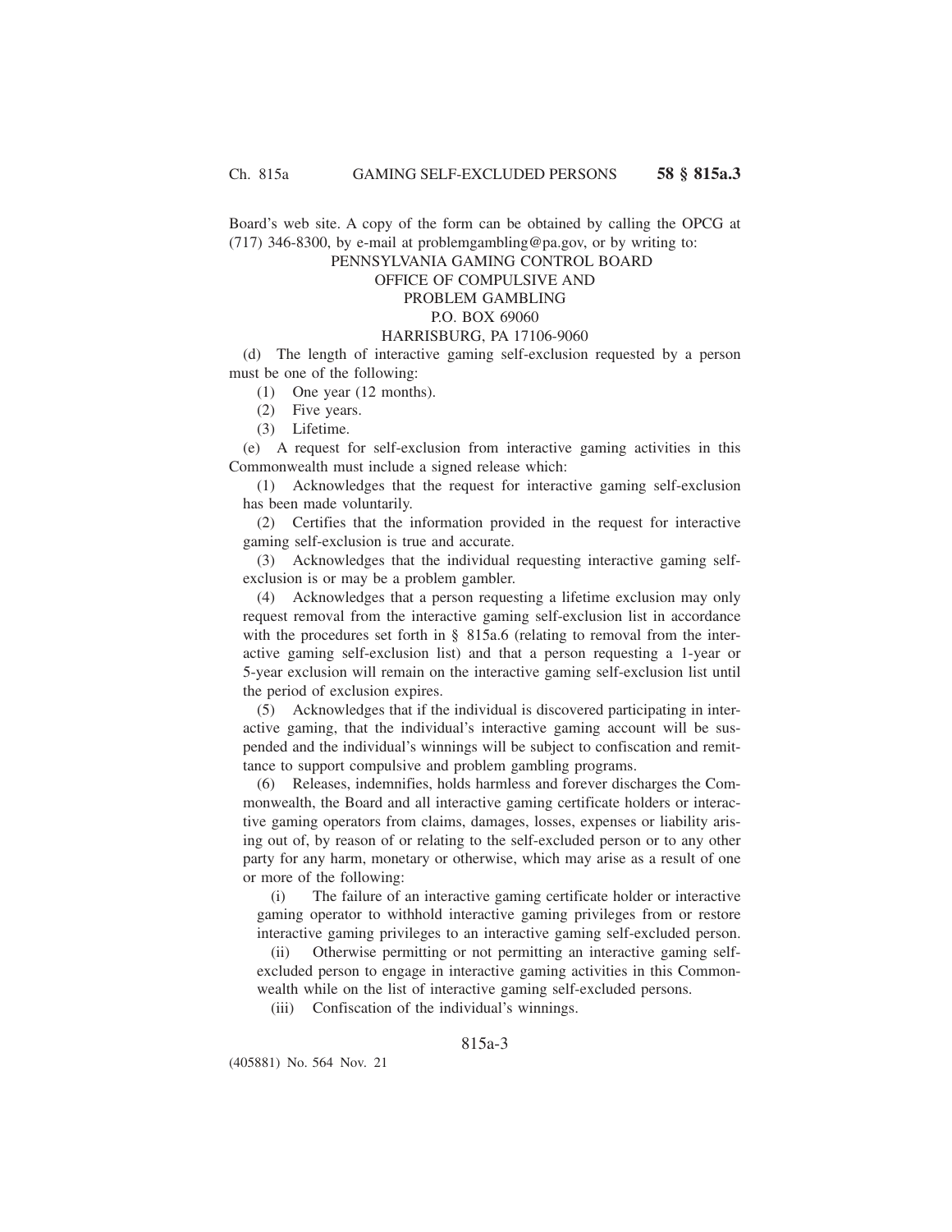Board's web site. A copy of the form can be obtained by calling the OPCG at (717) 346-8300, by e-mail at problemgambling@pa.gov, or by writing to:

PENNSYLVANIA GAMING CONTROL BOARD
OFFICE OF COMPULSIVE AND
PROBLEM GAMBLING
P.O. BOX 69060
HARRISBURG, PA 17106-9060

(d) The length of interactive gaming self-exclusion requested by a person must be one of the following:

(1) One year (12 months).

(2) Five years.

(3) Lifetime.

(e) A request for self-exclusion from interactive gaming activities in this Commonwealth must include a signed release which:

(1) Acknowledges that the request for interactive gaming self-exclusion has been made voluntarily.

(2) Certifies that the information provided in the request for interactive gaming self-exclusion is true and accurate.

(3) Acknowledges that the individual requesting interactive gaming self-exclusion is or may be a problem gambler.

(4) Acknowledges that a person requesting a lifetime exclusion may only request removal from the interactive gaming self-exclusion list in accordance with the procedures set forth in § 815a.6 (relating to removal from the interactive gaming self-exclusion list) and that a person requesting a 1-year or 5-year exclusion will remain on the interactive gaming self-exclusion list until the period of exclusion expires.

(5) Acknowledges that if the individual is discovered participating in interactive gaming, that the individual's interactive gaming account will be suspended and the individual's winnings will be subject to confiscation and remittance to support compulsive and problem gambling programs.

(6) Releases, indemnifies, holds harmless and forever discharges the Commonwealth, the Board and all interactive gaming certificate holders or interactive gaming operators from claims, damages, losses, expenses or liability arising out of, by reason of or relating to the self-excluded person or to any other party for any harm, monetary or otherwise, which may arise as a result of one or more of the following:

(i) The failure of an interactive gaming certificate holder or interactive gaming operator to withhold interactive gaming privileges from or restore interactive gaming privileges to an interactive gaming self-excluded person.

(ii) Otherwise permitting or not permitting an interactive gaming self-excluded person to engage in interactive gaming activities in this Commonwealth while on the list of interactive gaming self-excluded persons.

(iii) Confiscation of the individual's winnings.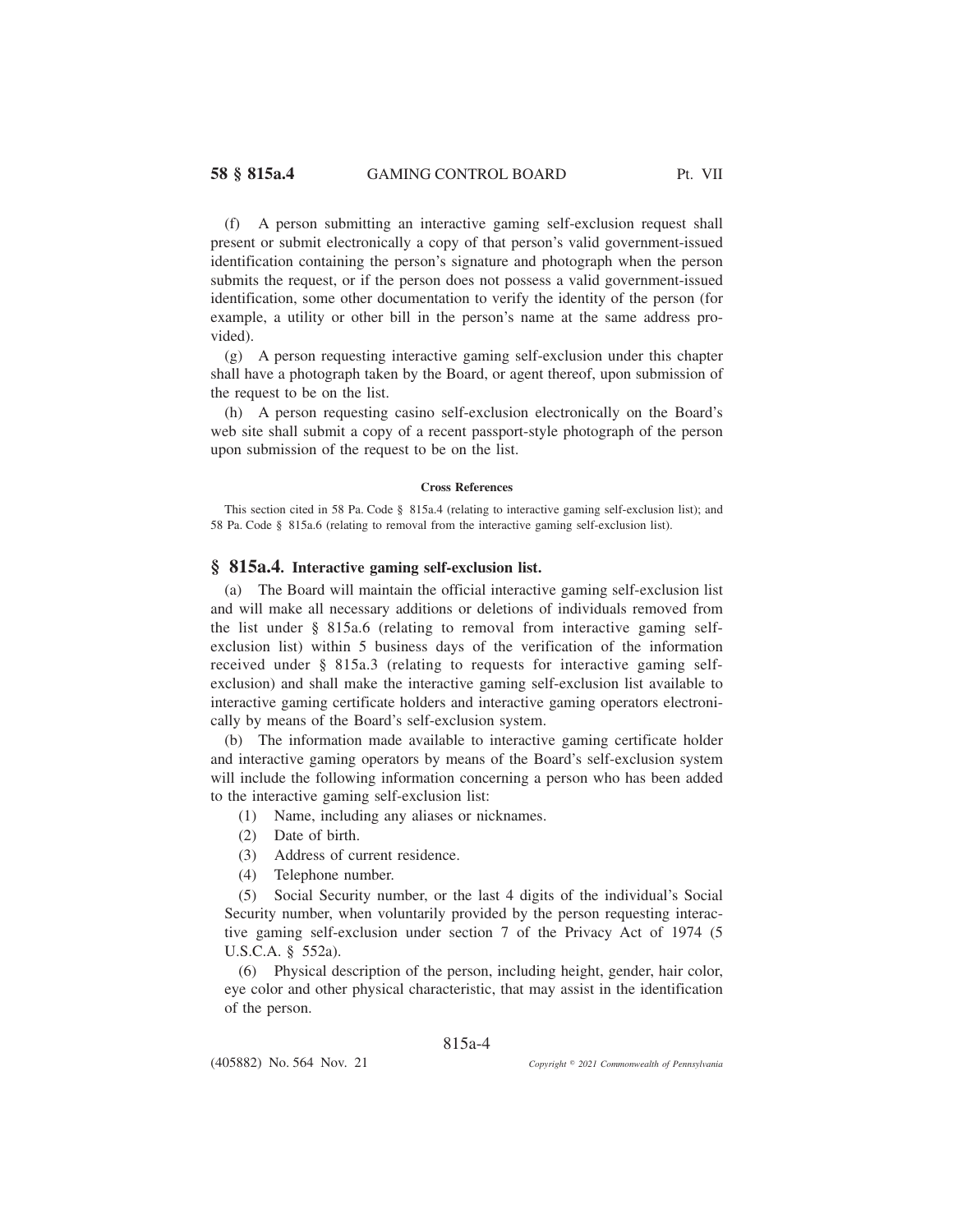(f) A person submitting an interactive gaming self-exclusion request shall present or submit electronically a copy of that person's valid government-issued identification containing the person's signature and photograph when the person submits the request, or if the person does not possess a valid government-issued identification, some other documentation to verify the identity of the person (for example, a utility or other bill in the person's name at the same address provided).

(g) A person requesting interactive gaming self-exclusion under this chapter shall have a photograph taken by the Board, or agent thereof, upon submission of the request to be on the list.

(h) A person requesting casino self-exclusion electronically on the Board's web site shall submit a copy of a recent passport-style photograph of the person upon submission of the request to be on the list.

#### Cross References

This section cited in 58 Pa. Code § 815a.4 (relating to interactive gaming self-exclusion list); and 58 Pa. Code § 815a.6 (relating to removal from the interactive gaming self-exclusion list).

## § 815a.4. Interactive gaming self-exclusion list.

(a) The Board will maintain the official interactive gaming self-exclusion list and will make all necessary additions or deletions of individuals removed from the list under § 815a.6 (relating to removal from interactive gaming self-exclusion list) within 5 business days of the verification of the information received under § 815a.3 (relating to requests for interactive gaming self-exclusion) and shall make the interactive gaming self-exclusion list available to interactive gaming certificate holders and interactive gaming operators electronically by means of the Board's self-exclusion system.

(b) The information made available to interactive gaming certificate holder and interactive gaming operators by means of the Board's self-exclusion system will include the following information concerning a person who has been added to the interactive gaming self-exclusion list:

(1) Name, including any aliases or nicknames.

(2) Date of birth.

(3) Address of current residence.

(4) Telephone number.

(5) Social Security number, or the last 4 digits of the individual's Social Security number, when voluntarily provided by the person requesting interactive gaming self-exclusion under section 7 of the Privacy Act of 1974 (5 U.S.C.A. § 552a).

(6) Physical description of the person, including height, gender, hair color, eye color and other physical characteristic, that may assist in the identification of the person.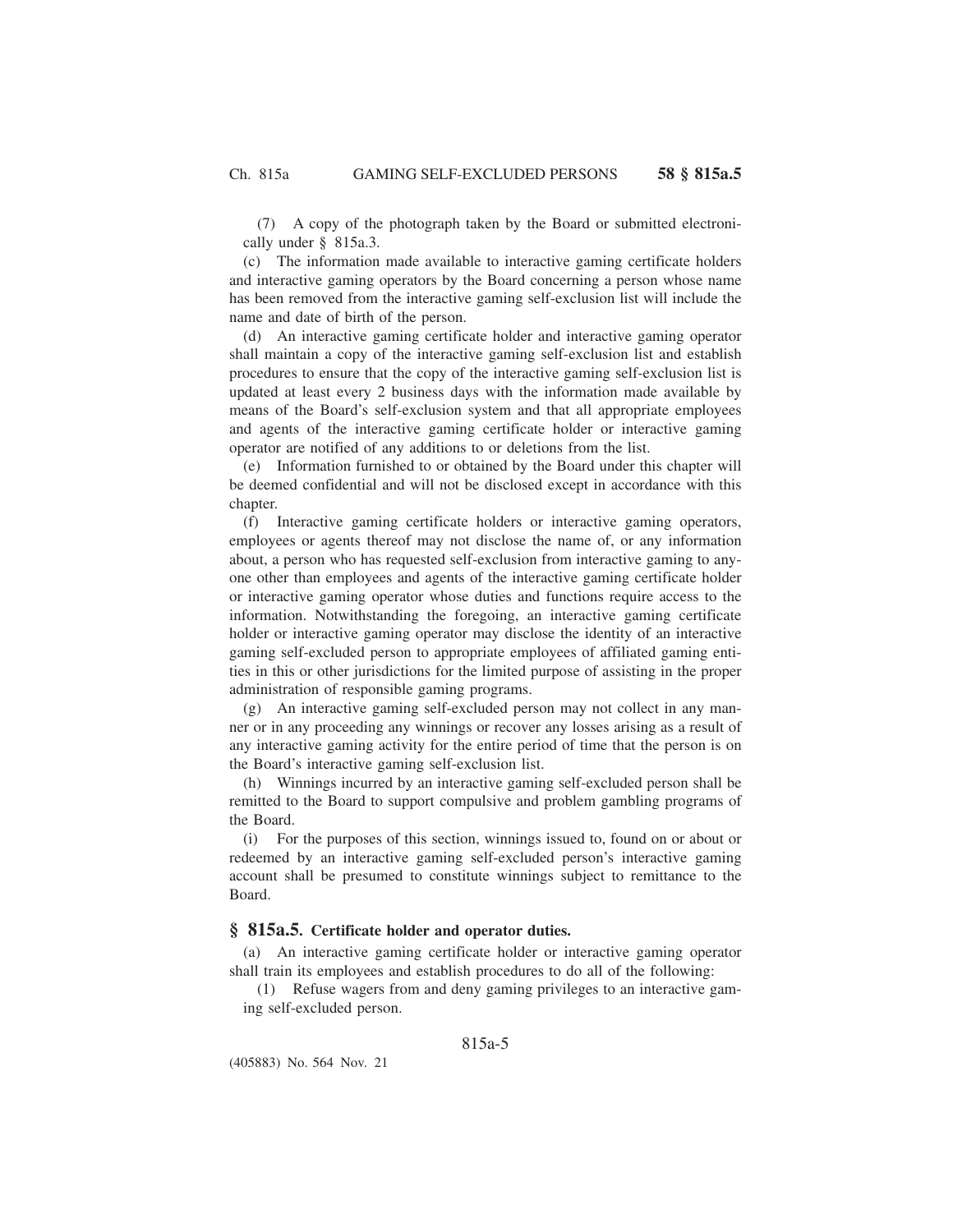(7) A copy of the photograph taken by the Board or submitted electronically under § 815a.3.

(c) The information made available to interactive gaming certificate holders and interactive gaming operators by the Board concerning a person whose name has been removed from the interactive gaming self-exclusion list will include the name and date of birth of the person.

(d) An interactive gaming certificate holder and interactive gaming operator shall maintain a copy of the interactive gaming self-exclusion list and establish procedures to ensure that the copy of the interactive gaming self-exclusion list is updated at least every 2 business days with the information made available by means of the Board's self-exclusion system and that all appropriate employees and agents of the interactive gaming certificate holder or interactive gaming operator are notified of any additions to or deletions from the list.

(e) Information furnished to or obtained by the Board under this chapter will be deemed confidential and will not be disclosed except in accordance with this chapter.

(f) Interactive gaming certificate holders or interactive gaming operators, employees or agents thereof may not disclose the name of, or any information about, a person who has requested self-exclusion from interactive gaming to anyone other than employees and agents of the interactive gaming certificate holder or interactive gaming operator whose duties and functions require access to the information. Notwithstanding the foregoing, an interactive gaming certificate holder or interactive gaming operator may disclose the identity of an interactive gaming self-excluded person to appropriate employees of affiliated gaming entities in this or other jurisdictions for the limited purpose of assisting in the proper administration of responsible gaming programs.

(g) An interactive gaming self-excluded person may not collect in any manner or in any proceeding any winnings or recover any losses arising as a result of any interactive gaming activity for the entire period of time that the person is on the Board's interactive gaming self-exclusion list.

(h) Winnings incurred by an interactive gaming self-excluded person shall be remitted to the Board to support compulsive and problem gambling programs of the Board.

(i) For the purposes of this section, winnings issued to, found on or about or redeemed by an interactive gaming self-excluded person's interactive gaming account shall be presumed to constitute winnings subject to remittance to the Board.

## § 815a.5. Certificate holder and operator duties.

(a) An interactive gaming certificate holder or interactive gaming operator shall train its employees and establish procedures to do all of the following:

(1) Refuse wagers from and deny gaming privileges to an interactive gaming self-excluded person.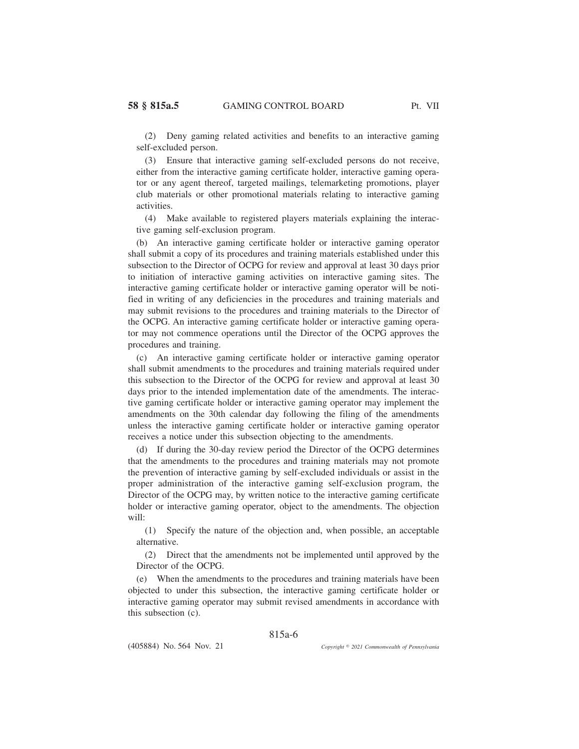(2) Deny gaming related activities and benefits to an interactive gaming self-excluded person.

(3) Ensure that interactive gaming self-excluded persons do not receive, either from the interactive gaming certificate holder, interactive gaming operator or any agent thereof, targeted mailings, telemarketing promotions, player club materials or other promotional materials relating to interactive gaming activities.

(4) Make available to registered players materials explaining the interactive gaming self-exclusion program.

(b) An interactive gaming certificate holder or interactive gaming operator shall submit a copy of its procedures and training materials established under this subsection to the Director of OCPG for review and approval at least 30 days prior to initiation of interactive gaming activities on interactive gaming sites. The interactive gaming certificate holder or interactive gaming operator will be notified in writing of any deficiencies in the procedures and training materials and may submit revisions to the procedures and training materials to the Director of the OCPG. An interactive gaming certificate holder or interactive gaming operator may not commence operations until the Director of the OCPG approves the procedures and training.

(c) An interactive gaming certificate holder or interactive gaming operator shall submit amendments to the procedures and training materials required under this subsection to the Director of the OCPG for review and approval at least 30 days prior to the intended implementation date of the amendments. The interactive gaming certificate holder or interactive gaming operator may implement the amendments on the 30th calendar day following the filing of the amendments unless the interactive gaming certificate holder or interactive gaming operator receives a notice under this subsection objecting to the amendments.

(d) If during the 30-day review period the Director of the OCPG determines that the amendments to the procedures and training materials may not promote the prevention of interactive gaming by self-excluded individuals or assist in the proper administration of the interactive gaming self-exclusion program, the Director of the OCPG may, by written notice to the interactive gaming certificate holder or interactive gaming operator, object to the amendments. The objection will:

(1) Specify the nature of the objection and, when possible, an acceptable alternative.

(2) Direct that the amendments not be implemented until approved by the Director of the OCPG.

(e) When the amendments to the procedures and training materials have been objected to under this subsection, the interactive gaming certificate holder or interactive gaming operator may submit revised amendments in accordance with this subsection (c).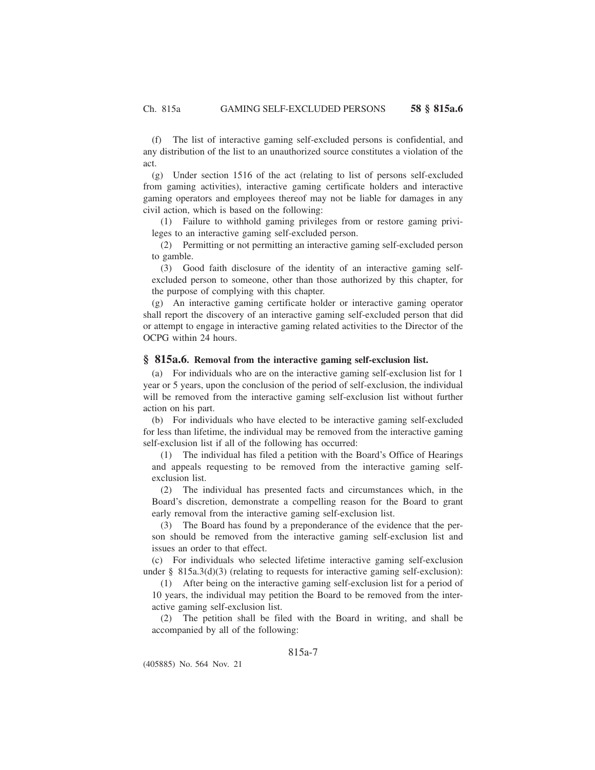(f) The list of interactive gaming self-excluded persons is confidential, and any distribution of the list to an unauthorized source constitutes a violation of the act.

(g) Under section 1516 of the act (relating to list of persons self-excluded from gaming activities), interactive gaming certificate holders and interactive gaming operators and employees thereof may not be liable for damages in any civil action, which is based on the following:

(1) Failure to withhold gaming privileges from or restore gaming privileges to an interactive gaming self-excluded person.

(2) Permitting or not permitting an interactive gaming self-excluded person to gamble.

(3) Good faith disclosure of the identity of an interactive gaming self-excluded person to someone, other than those authorized by this chapter, for the purpose of complying with this chapter.

(g) An interactive gaming certificate holder or interactive gaming operator shall report the discovery of an interactive gaming self-excluded person that did or attempt to engage in interactive gaming related activities to the Director of the OCPG within 24 hours.

## § 815a.6. Removal from the interactive gaming self-exclusion list.

(a) For individuals who are on the interactive gaming self-exclusion list for 1 year or 5 years, upon the conclusion of the period of self-exclusion, the individual will be removed from the interactive gaming self-exclusion list without further action on his part.

(b) For individuals who have elected to be interactive gaming self-excluded for less than lifetime, the individual may be removed from the interactive gaming self-exclusion list if all of the following has occurred:

(1) The individual has filed a petition with the Board's Office of Hearings and appeals requesting to be removed from the interactive gaming self-exclusion list.

(2) The individual has presented facts and circumstances which, in the Board's discretion, demonstrate a compelling reason for the Board to grant early removal from the interactive gaming self-exclusion list.

(3) The Board has found by a preponderance of the evidence that the person should be removed from the interactive gaming self-exclusion list and issues an order to that effect.

(c) For individuals who selected lifetime interactive gaming self-exclusion under § 815a.3(d)(3) (relating to requests for interactive gaming self-exclusion):

(1) After being on the interactive gaming self-exclusion list for a period of 10 years, the individual may petition the Board to be removed from the interactive gaming self-exclusion list.

(2) The petition shall be filed with the Board in writing, and shall be accompanied by all of the following: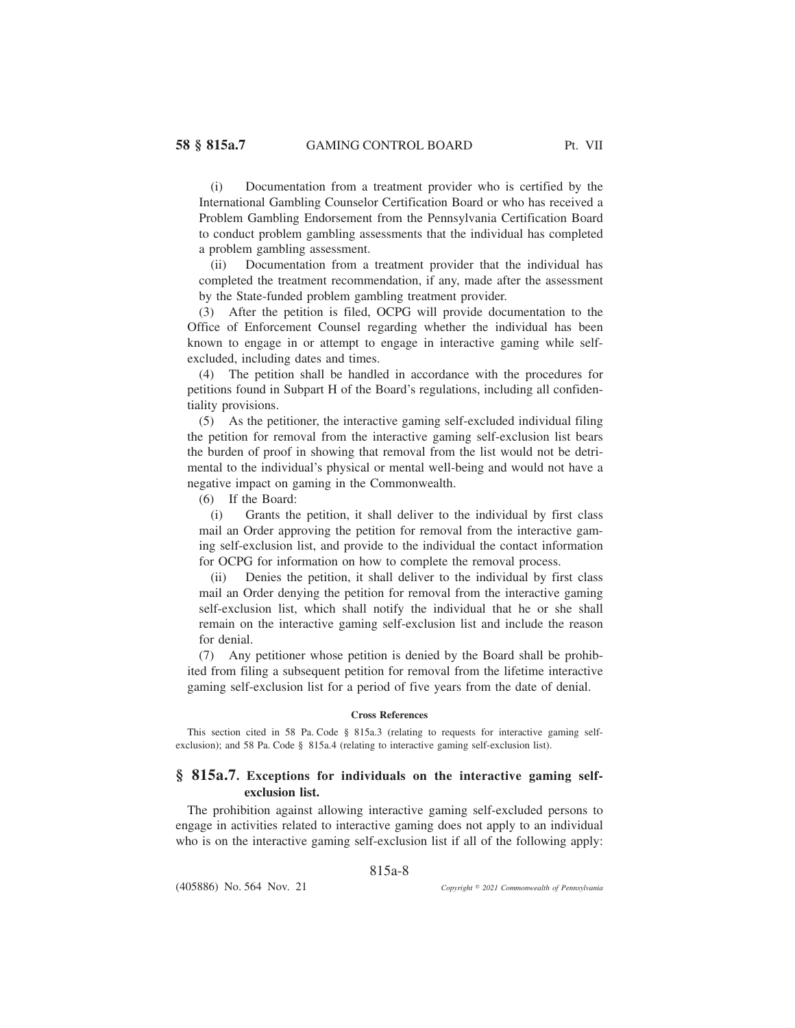(i) Documentation from a treatment provider who is certified by the International Gambling Counselor Certification Board or who has received a Problem Gambling Endorsement from the Pennsylvania Certification Board to conduct problem gambling assessments that the individual has completed a problem gambling assessment.

(ii) Documentation from a treatment provider that the individual has completed the treatment recommendation, if any, made after the assessment by the State-funded problem gambling treatment provider.

(3) After the petition is filed, OCPG will provide documentation to the Office of Enforcement Counsel regarding whether the individual has been known to engage in or attempt to engage in interactive gaming while self-excluded, including dates and times.

(4) The petition shall be handled in accordance with the procedures for petitions found in Subpart H of the Board's regulations, including all confidentiality provisions.

(5) As the petitioner, the interactive gaming self-excluded individual filing the petition for removal from the interactive gaming self-exclusion list bears the burden of proof in showing that removal from the list would not be detrimental to the individual's physical or mental well-being and would not have a negative impact on gaming in the Commonwealth.

(6) If the Board:

(i) Grants the petition, it shall deliver to the individual by first class mail an Order approving the petition for removal from the interactive gaming self-exclusion list, and provide to the individual the contact information for OCPG for information on how to complete the removal process.

(ii) Denies the petition, it shall deliver to the individual by first class mail an Order denying the petition for removal from the interactive gaming self-exclusion list, which shall notify the individual that he or she shall remain on the interactive gaming self-exclusion list and include the reason for denial.

(7) Any petitioner whose petition is denied by the Board shall be prohibited from filing a subsequent petition for removal from the lifetime interactive gaming self-exclusion list for a period of five years from the date of denial.

#### Cross References

This section cited in 58 Pa. Code § 815a.3 (relating to requests for interactive gaming self-exclusion); and 58 Pa. Code § 815a.4 (relating to interactive gaming self-exclusion list).

## § 815a.7. Exceptions for individuals on the interactive gaming self-exclusion list.

The prohibition against allowing interactive gaming self-excluded persons to engage in activities related to interactive gaming does not apply to an individual who is on the interactive gaming self-exclusion list if all of the following apply: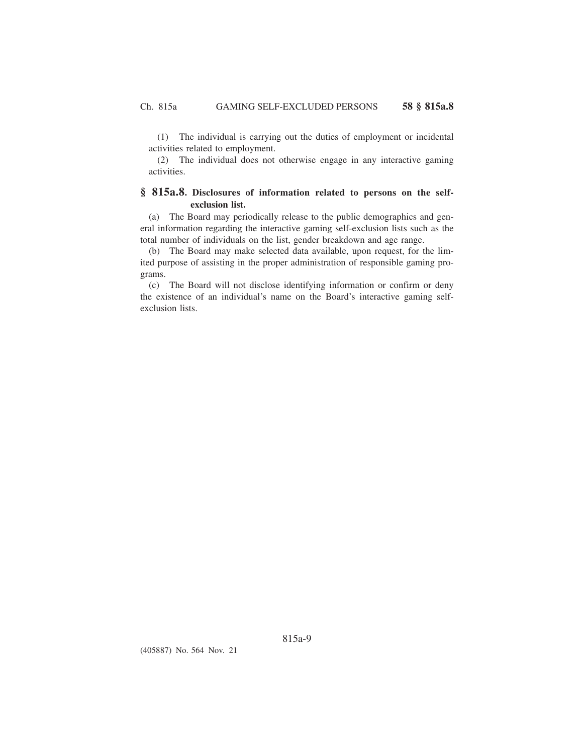(1) The individual is carrying out the duties of employment or incidental activities related to employment.

(2) The individual does not otherwise engage in any interactive gaming activities.

## § 815a.8. Disclosures of information related to persons on the self-exclusion list.

(a) The Board may periodically release to the public demographics and general information regarding the interactive gaming self-exclusion lists such as the total number of individuals on the list, gender breakdown and age range.

(b) The Board may make selected data available, upon request, for the limited purpose of assisting in the proper administration of responsible gaming programs.

(c) The Board will not disclose identifying information or confirm or deny the existence of an individual's name on the Board's interactive gaming self-exclusion lists.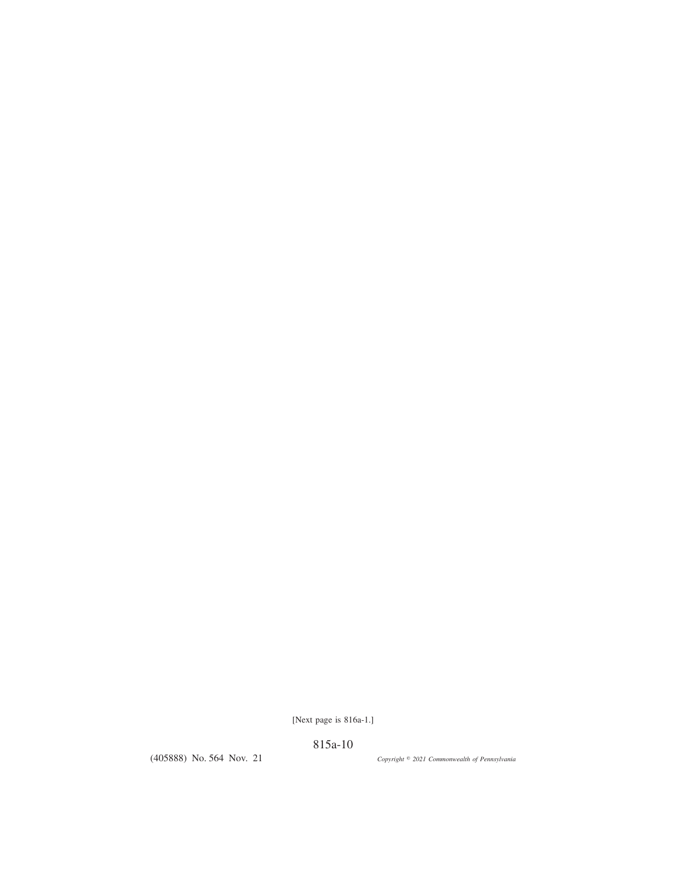[Next page is 816a-1.]